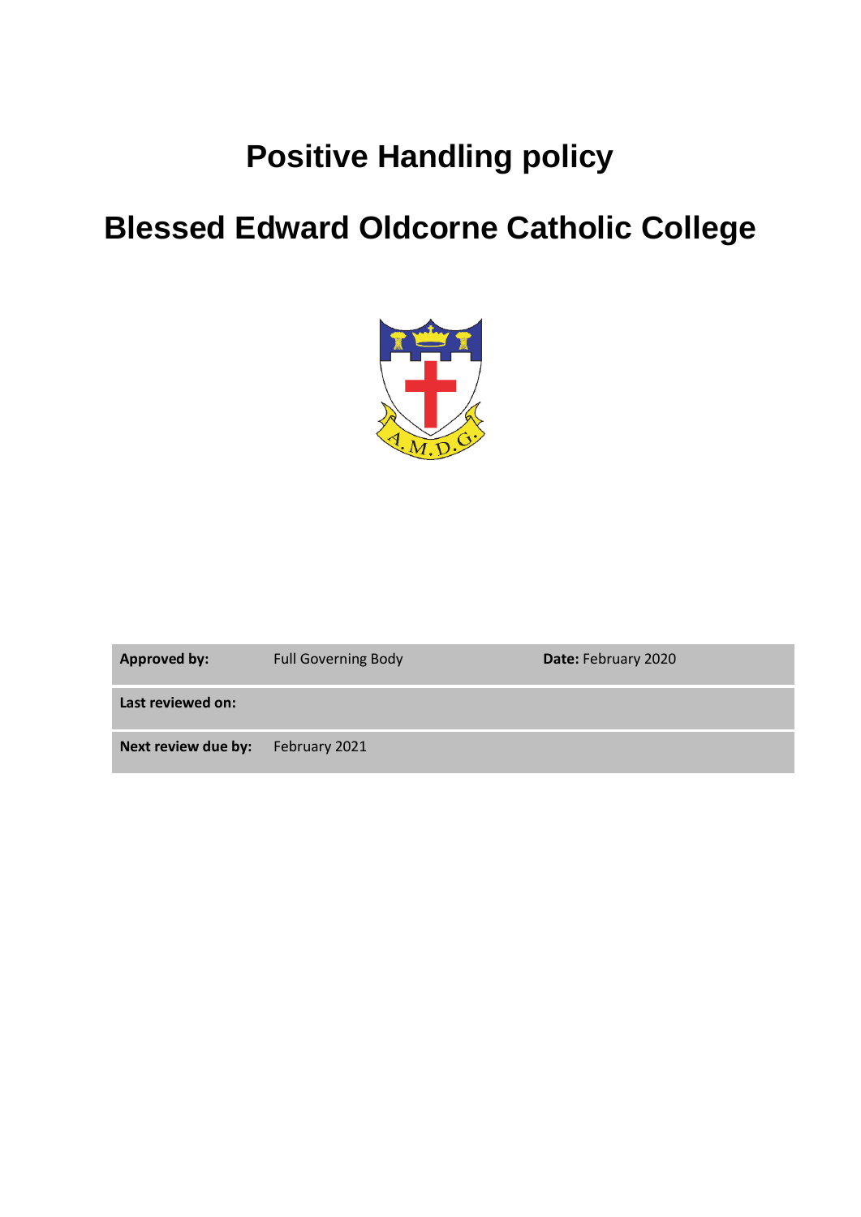# Positive Handling policy

# Blessed Edward Oldcorne Catholic College

| **Approved by:** | Full Governing Body | **Date:** February 2020 |
|---|---|---|
| **Last reviewed on:** | | |
| **Next review due by:** | February 2021 | |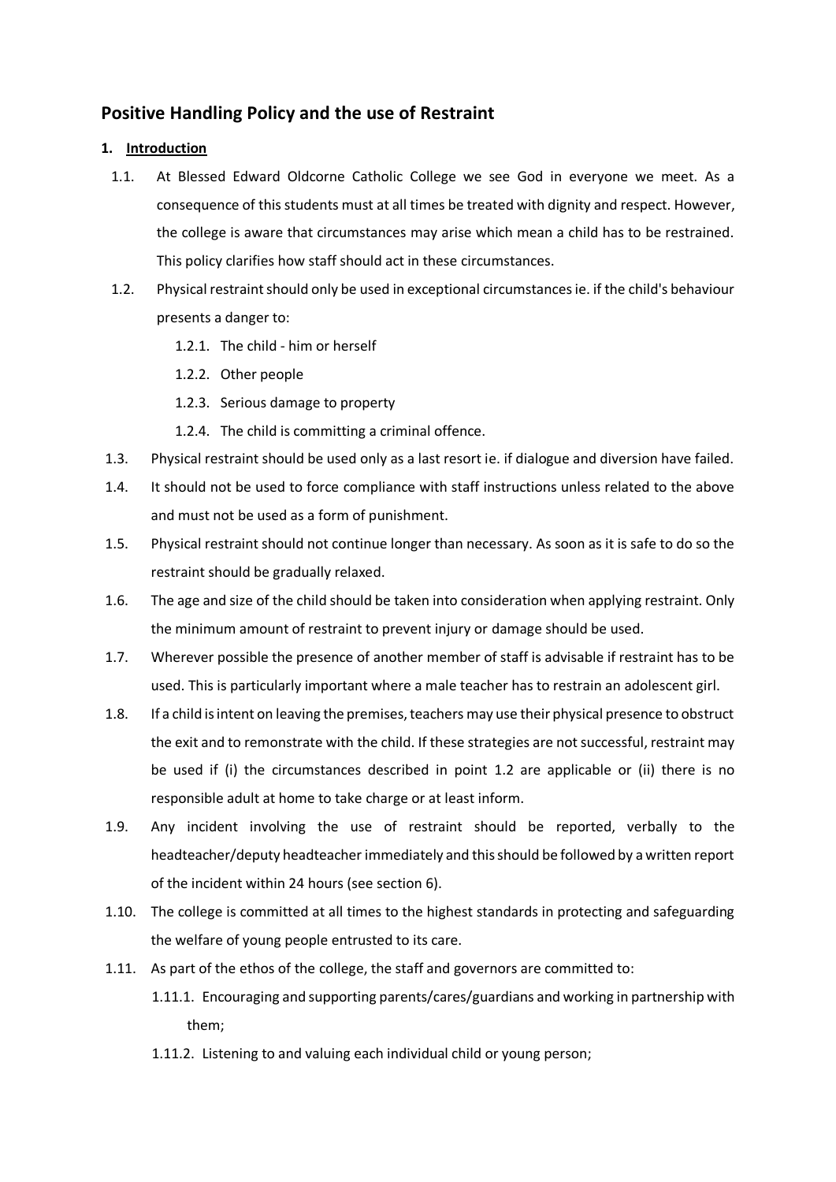## Positive Handling Policy and the use of Restraint

### 1. Introduction

1.1. At Blessed Edward Oldcorne Catholic College we see God in everyone we meet. As a consequence of this students must at all times be treated with dignity and respect. However, the college is aware that circumstances may arise which mean a child has to be restrained. This policy clarifies how staff should act in these circumstances.

1.2. Physical restraint should only be used in exceptional circumstances ie. if the child's behaviour presents a danger to:

- 1.2.1. The child - him or herself
- 1.2.2. Other people
- 1.2.3. Serious damage to property
- 1.2.4. The child is committing a criminal offence.

1.3. Physical restraint should be used only as a last resort ie. if dialogue and diversion have failed.

1.4. It should not be used to force compliance with staff instructions unless related to the above and must not be used as a form of punishment.

1.5. Physical restraint should not continue longer than necessary. As soon as it is safe to do so the restraint should be gradually relaxed.

1.6. The age and size of the child should be taken into consideration when applying restraint. Only the minimum amount of restraint to prevent injury or damage should be used.

1.7. Wherever possible the presence of another member of staff is advisable if restraint has to be used. This is particularly important where a male teacher has to restrain an adolescent girl.

1.8. If a child is intent on leaving the premises, teachers may use their physical presence to obstruct the exit and to remonstrate with the child. If these strategies are not successful, restraint may be used if (i) the circumstances described in point 1.2 are applicable or (ii) there is no responsible adult at home to take charge or at least inform.

1.9. Any incident involving the use of restraint should be reported, verbally to the headteacher/deputy headteacher immediately and this should be followed by a written report of the incident within 24 hours (see section 6).

1.10. The college is committed at all times to the highest standards in protecting and safeguarding the welfare of young people entrusted to its care.

1.11. As part of the ethos of the college, the staff and governors are committed to:

- 1.11.1. Encouraging and supporting parents/cares/guardians and working in partnership with them;
- 1.11.2. Listening to and valuing each individual child or young person;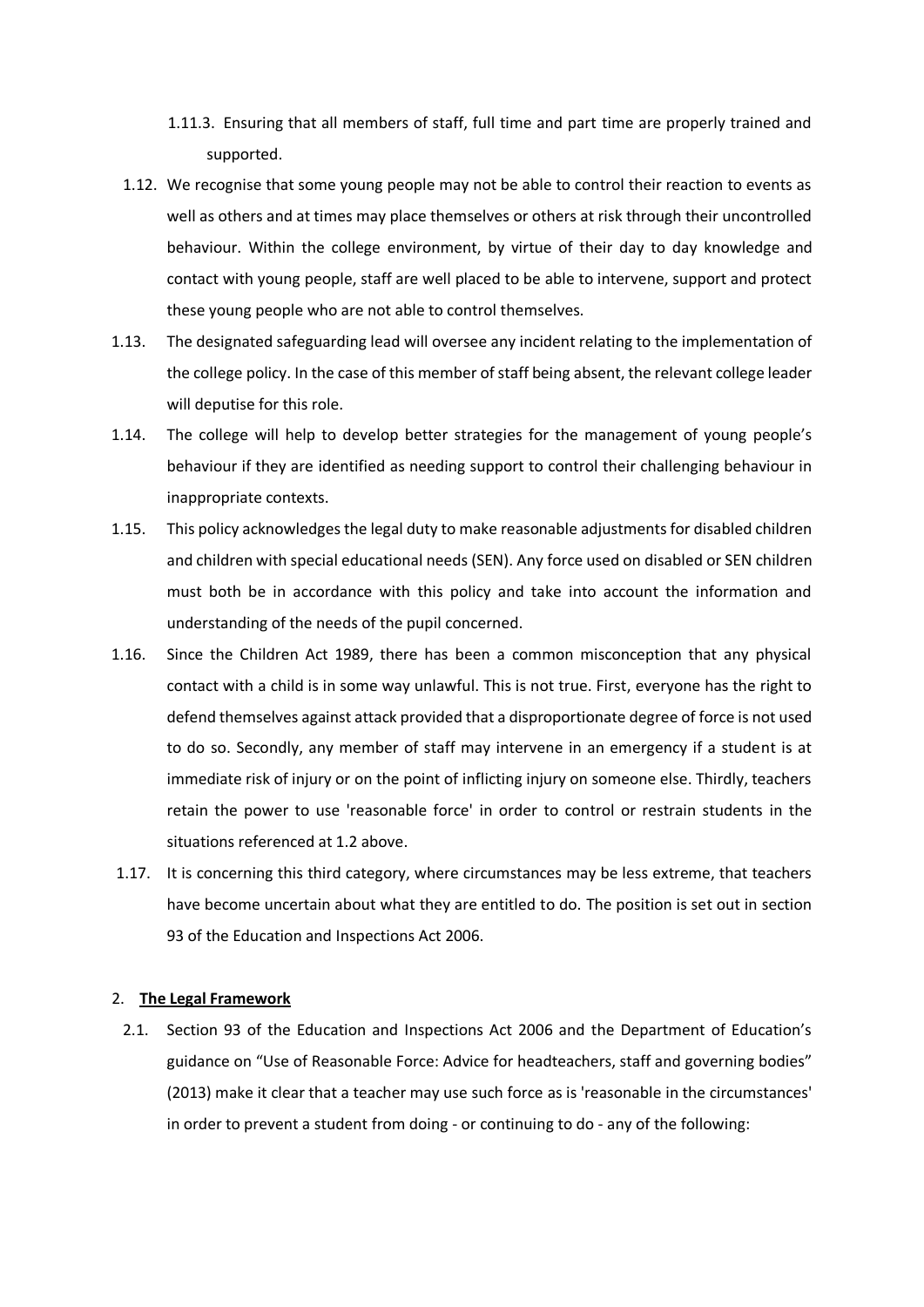1.11.3. Ensuring that all members of staff, full time and part time are properly trained and supported.

1.12. We recognise that some young people may not be able to control their reaction to events as well as others and at times may place themselves or others at risk through their uncontrolled behaviour. Within the college environment, by virtue of their day to day knowledge and contact with young people, staff are well placed to be able to intervene, support and protect these young people who are not able to control themselves.

1.13. The designated safeguarding lead will oversee any incident relating to the implementation of the college policy. In the case of this member of staff being absent, the relevant college leader will deputise for this role.

1.14. The college will help to develop better strategies for the management of young people's behaviour if they are identified as needing support to control their challenging behaviour in inappropriate contexts.

1.15. This policy acknowledges the legal duty to make reasonable adjustments for disabled children and children with special educational needs (SEN). Any force used on disabled or SEN children must both be in accordance with this policy and take into account the information and understanding of the needs of the pupil concerned.

1.16. Since the Children Act 1989, there has been a common misconception that any physical contact with a child is in some way unlawful. This is not true. First, everyone has the right to defend themselves against attack provided that a disproportionate degree of force is not used to do so. Secondly, any member of staff may intervene in an emergency if a student is at immediate risk of injury or on the point of inflicting injury on someone else. Thirdly, teachers retain the power to use 'reasonable force' in order to control or restrain students in the situations referenced at 1.2 above.

1.17. It is concerning this third category, where circumstances may be less extreme, that teachers have become uncertain about what they are entitled to do. The position is set out in section 93 of the Education and Inspections Act 2006.

## 2. **The Legal Framework**

2.1. Section 93 of the Education and Inspections Act 2006 and the Department of Education's guidance on "Use of Reasonable Force: Advice for headteachers, staff and governing bodies" (2013) make it clear that a teacher may use such force as is 'reasonable in the circumstances' in order to prevent a student from doing - or continuing to do - any of the following: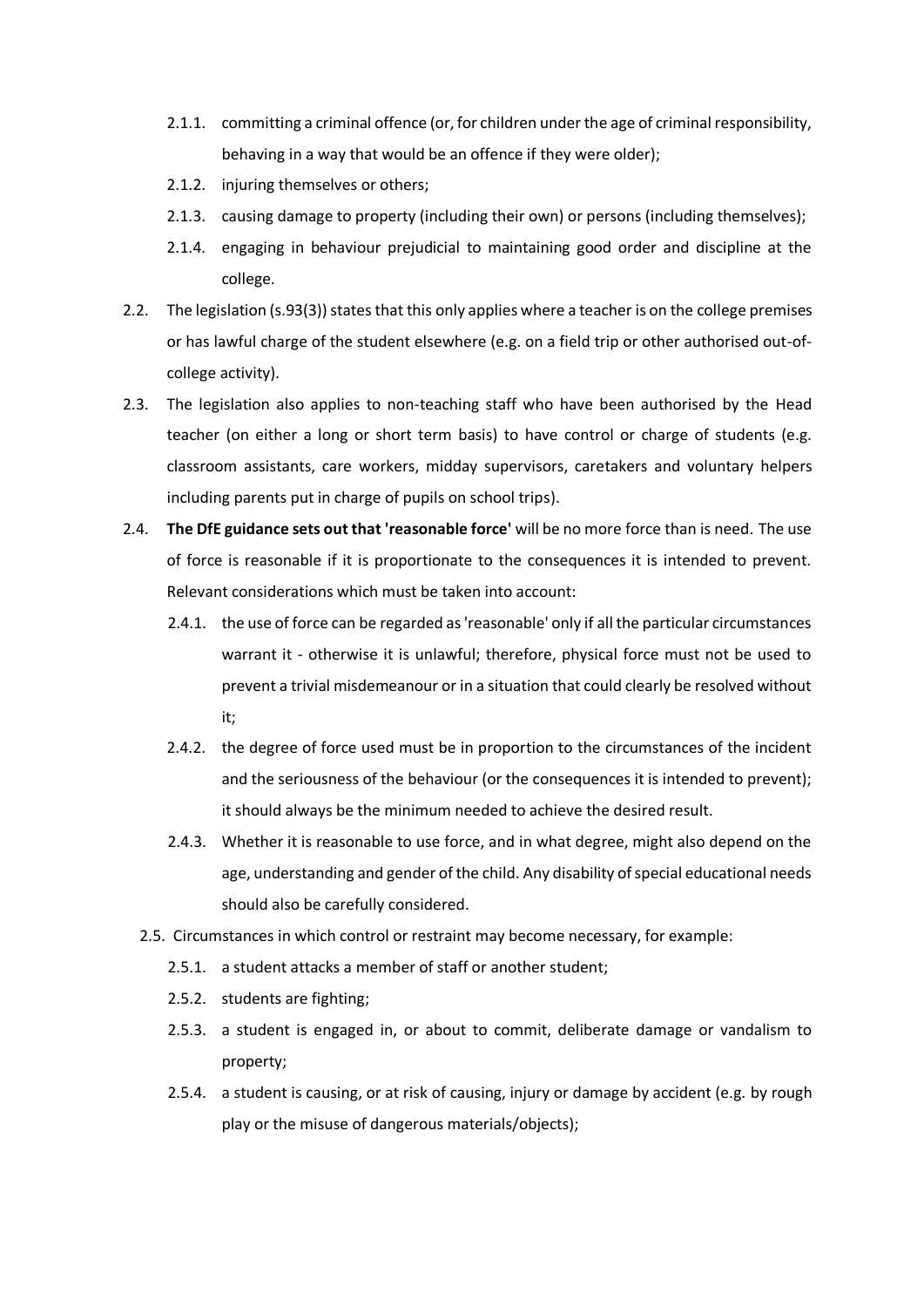- 2.1.1. committing a criminal offence (or, for children under the age of criminal responsibility, behaving in a way that would be an offence if they were older);
- 2.1.2. injuring themselves or others;
- 2.1.3. causing damage to property (including their own) or persons (including themselves);
- 2.1.4. engaging in behaviour prejudicial to maintaining good order and discipline at the college.

2.2. The legislation (s.93(3)) states that this only applies where a teacher is on the college premises or has lawful charge of the student elsewhere (e.g. on a field trip or other authorised out-of-college activity).

2.3. The legislation also applies to non-teaching staff who have been authorised by the Head teacher (on either a long or short term basis) to have control or charge of students (e.g. classroom assistants, care workers, midday supervisors, caretakers and voluntary helpers including parents put in charge of pupils on school trips).

2.4. **The DfE guidance sets out that 'reasonable force'** will be no more force than is need. The use of force is reasonable if it is proportionate to the consequences it is intended to prevent. Relevant considerations which must be taken into account:

- 2.4.1. the use of force can be regarded as 'reasonable' only if all the particular circumstances warrant it - otherwise it is unlawful; therefore, physical force must not be used to prevent a trivial misdemeanour or in a situation that could clearly be resolved without it;
- 2.4.2. the degree of force used must be in proportion to the circumstances of the incident and the seriousness of the behaviour (or the consequences it is intended to prevent); it should always be the minimum needed to achieve the desired result.
- 2.4.3. Whether it is reasonable to use force, and in what degree, might also depend on the age, understanding and gender of the child. Any disability of special educational needs should also be carefully considered.

2.5. Circumstances in which control or restraint may become necessary, for example:

- 2.5.1. a student attacks a member of staff or another student;
- 2.5.2. students are fighting;
- 2.5.3. a student is engaged in, or about to commit, deliberate damage or vandalism to property;
- 2.5.4. a student is causing, or at risk of causing, injury or damage by accident (e.g. by rough play or the misuse of dangerous materials/objects);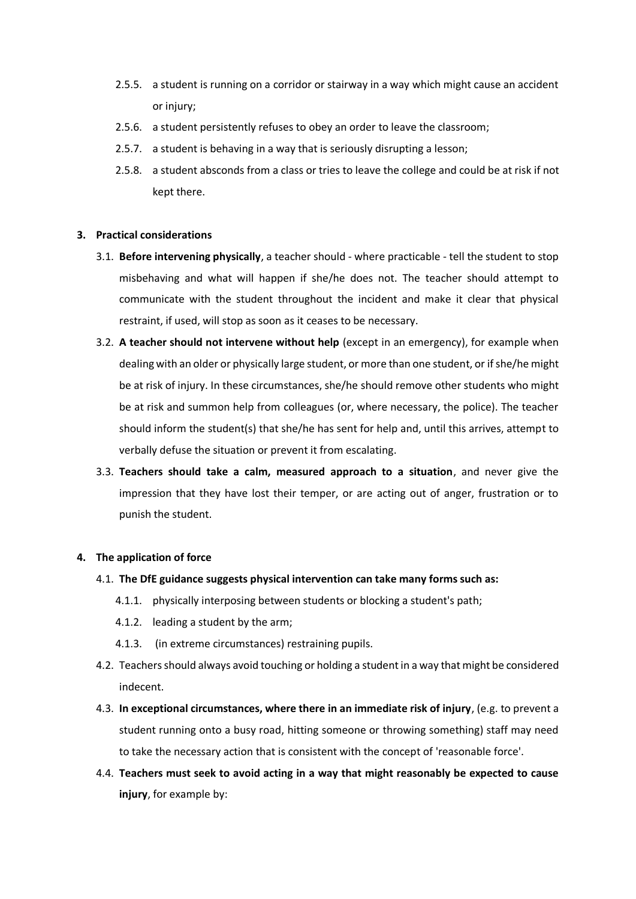- 2.5.5. a student is running on a corridor or stairway in a way which might cause an accident or injury;
- 2.5.6. a student persistently refuses to obey an order to leave the classroom;
- 2.5.7. a student is behaving in a way that is seriously disrupting a lesson;
- 2.5.8. a student absconds from a class or tries to leave the college and could be at risk if not kept there.

**3. Practical considerations**

- 3.1. **Before intervening physically**, a teacher should - where practicable - tell the student to stop misbehaving and what will happen if she/he does not. The teacher should attempt to communicate with the student throughout the incident and make it clear that physical restraint, if used, will stop as soon as it ceases to be necessary.
- 3.2. **A teacher should not intervene without help** (except in an emergency), for example when dealing with an older or physically large student, or more than one student, or if she/he might be at risk of injury. In these circumstances, she/he should remove other students who might be at risk and summon help from colleagues (or, where necessary, the police). The teacher should inform the student(s) that she/he has sent for help and, until this arrives, attempt to verbally defuse the situation or prevent it from escalating.
- 3.3. **Teachers should take a calm, measured approach to a situation**, and never give the impression that they have lost their temper, or are acting out of anger, frustration or to punish the student.

**4. The application of force**

- 4.1. **The DfE guidance suggests physical intervention can take many forms such as:**
  - 4.1.1. physically interposing between students or blocking a student's path;
  - 4.1.2. leading a student by the arm;
  - 4.1.3. (in extreme circumstances) restraining pupils.
- 4.2. Teachers should always avoid touching or holding a student in a way that might be considered indecent.
- 4.3. **In exceptional circumstances, where there in an immediate risk of injury**, (e.g. to prevent a student running onto a busy road, hitting someone or throwing something) staff may need to take the necessary action that is consistent with the concept of 'reasonable force'.
- 4.4. **Teachers must seek to avoid acting in a way that might reasonably be expected to cause injury**, for example by: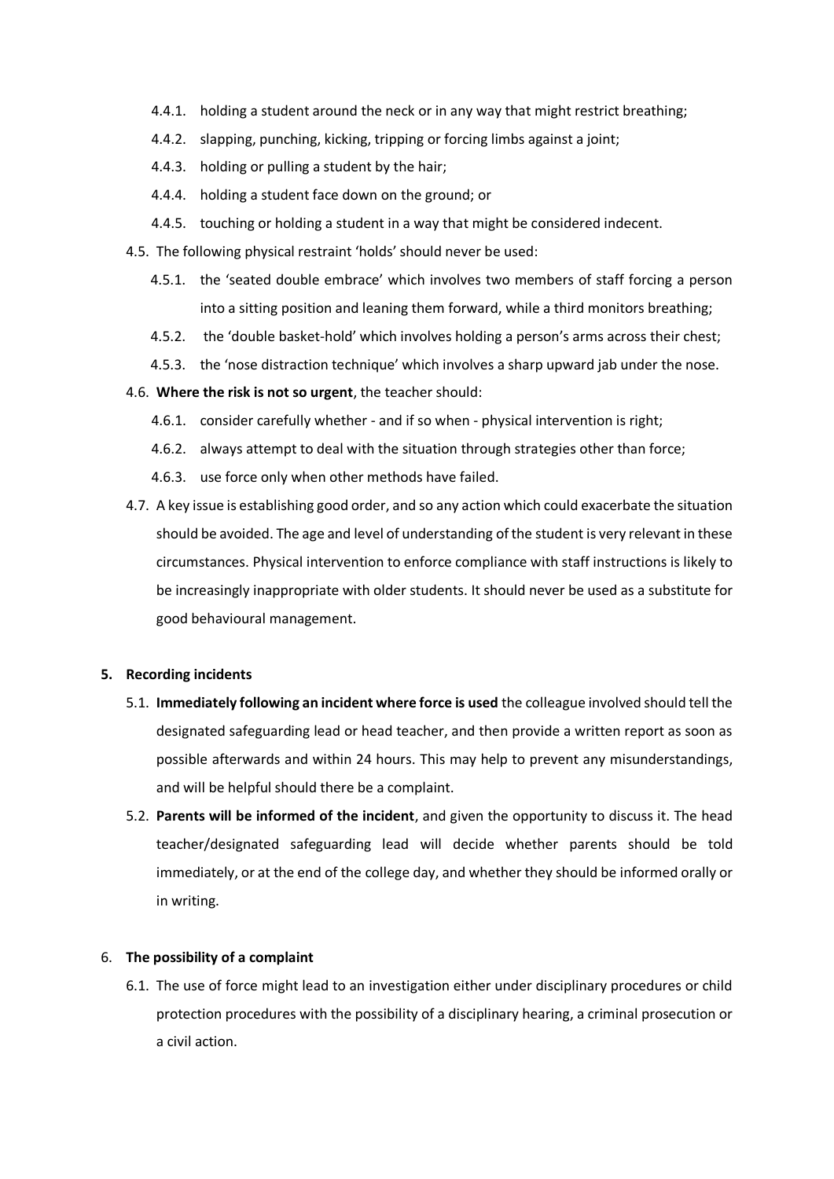- 4.4.1. holding a student around the neck or in any way that might restrict breathing;
- 4.4.2. slapping, punching, kicking, tripping or forcing limbs against a joint;
- 4.4.3. holding or pulling a student by the hair;
- 4.4.4. holding a student face down on the ground; or
- 4.4.5. touching or holding a student in a way that might be considered indecent.

4.5. The following physical restraint 'holds' should never be used:

- 4.5.1. the 'seated double embrace' which involves two members of staff forcing a person into a sitting position and leaning them forward, while a third monitors breathing;
- 4.5.2. the 'double basket-hold' which involves holding a person's arms across their chest;
- 4.5.3. the 'nose distraction technique' which involves a sharp upward jab under the nose.

4.6. **Where the risk is not so urgent**, the teacher should:

- 4.6.1. consider carefully whether - and if so when - physical intervention is right;
- 4.6.2. always attempt to deal with the situation through strategies other than force;
- 4.6.3. use force only when other methods have failed.

4.7. A key issue is establishing good order, and so any action which could exacerbate the situation should be avoided. The age and level of understanding of the student is very relevant in these circumstances. Physical intervention to enforce compliance with staff instructions is likely to be increasingly inappropriate with older students. It should never be used as a substitute for good behavioural management.

## 5. Recording incidents

5.1. **Immediately following an incident where force is used** the colleague involved should tell the designated safeguarding lead or head teacher, and then provide a written report as soon as possible afterwards and within 24 hours. This may help to prevent any misunderstandings, and will be helpful should there be a complaint.

5.2. **Parents will be informed of the incident**, and given the opportunity to discuss it. The head teacher/designated safeguarding lead will decide whether parents should be told immediately, or at the end of the college day, and whether they should be informed orally or in writing.

## 6. The possibility of a complaint

6.1. The use of force might lead to an investigation either under disciplinary procedures or child protection procedures with the possibility of a disciplinary hearing, a criminal prosecution or a civil action.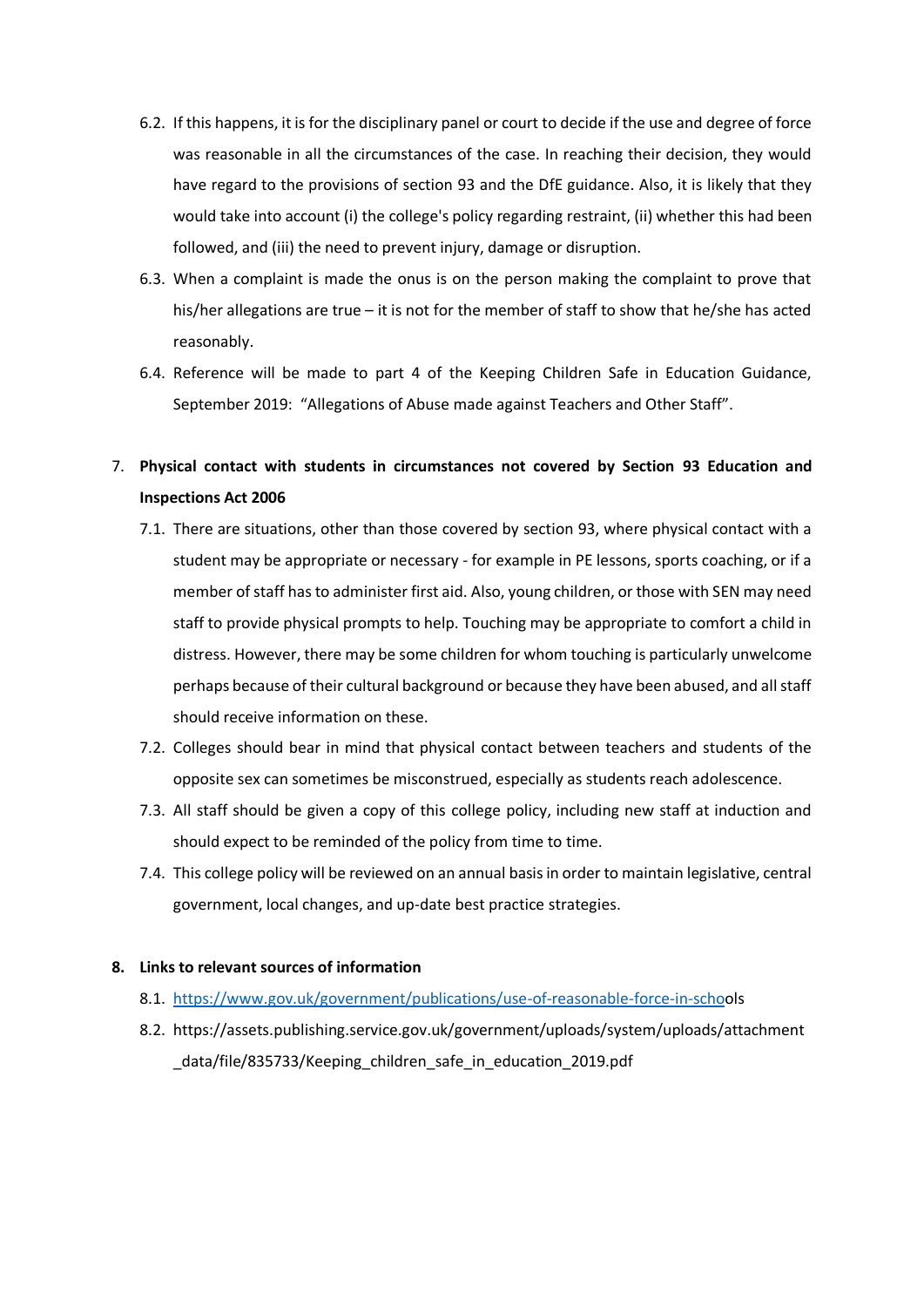6.2. If this happens, it is for the disciplinary panel or court to decide if the use and degree of force was reasonable in all the circumstances of the case. In reaching their decision, they would have regard to the provisions of section 93 and the DfE guidance. Also, it is likely that they would take into account (i) the college's policy regarding restraint, (ii) whether this had been followed, and (iii) the need to prevent injury, damage or disruption.

6.3. When a complaint is made the onus is on the person making the complaint to prove that his/her allegations are true – it is not for the member of staff to show that he/she has acted reasonably.

6.4. Reference will be made to part 4 of the Keeping Children Safe in Education Guidance, September 2019: "Allegations of Abuse made against Teachers and Other Staff".

## 7. Physical contact with students in circumstances not covered by Section 93 Education and Inspections Act 2006

7.1. There are situations, other than those covered by section 93, where physical contact with a student may be appropriate or necessary - for example in PE lessons, sports coaching, or if a member of staff has to administer first aid. Also, young children, or those with SEN may need staff to provide physical prompts to help. Touching may be appropriate to comfort a child in distress. However, there may be some children for whom touching is particularly unwelcome perhaps because of their cultural background or because they have been abused, and all staff should receive information on these.

7.2. Colleges should bear in mind that physical contact between teachers and students of the opposite sex can sometimes be misconstrued, especially as students reach adolescence.

7.3. All staff should be given a copy of this college policy, including new staff at induction and should expect to be reminded of the policy from time to time.

7.4. This college policy will be reviewed on an annual basis in order to maintain legislative, central government, local changes, and up-date best practice strategies.

## 8. Links to relevant sources of information

8.1. https://www.gov.uk/government/publications/use-of-reasonable-force-in-schools

8.2. https://assets.publishing.service.gov.uk/government/uploads/system/uploads/attachment_data/file/835733/Keeping_children_safe_in_education_2019.pdf